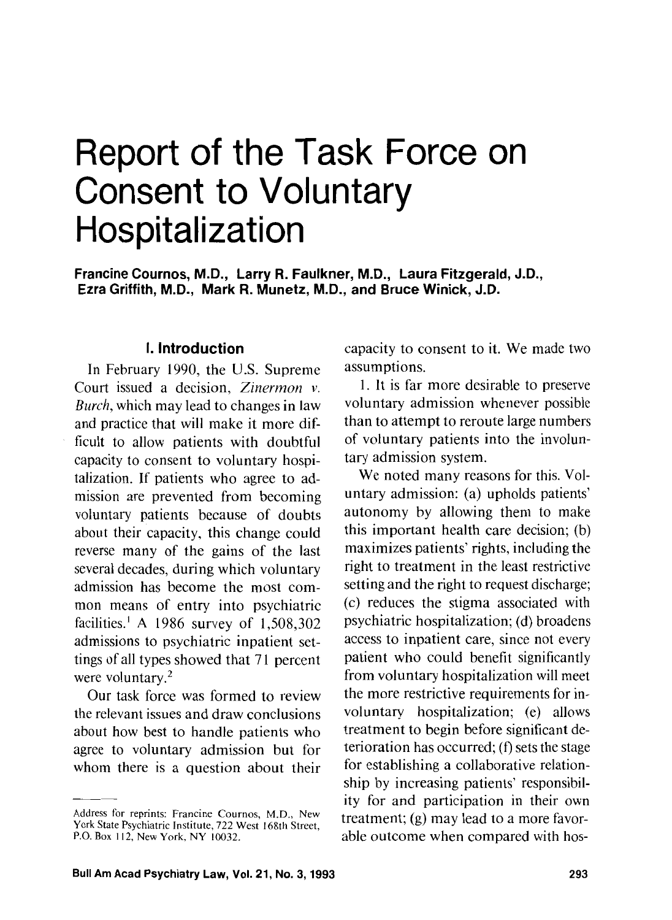# Report of the Task Force on Consent to Voluntary Hospitalization

**Francine Cournos, M.D., Larry R. Faulkner, M.D., Laura Fitzgerald, J.D., Ezra Griffith, M.D., Mark R. Munetz, M.D., and Bruce Winick, J.D.**

## I. Introduction

In February 1990, the U.S. Supreme Court issued a decision, *Zinermon v. Burch*, which may lead to changes in law and practice that will make it more difficult to allow patients with doubtful capacity to consent to voluntary hospitalization. If patients who agree to admission are prevented from becoming voluntary patients because of doubts about their capacity, this change could reverse many of the gains of the last several decades, during which voluntary admission has become the most common means of entry into psychiatric facilities.[1] A 1986 survey of 1,508,302 admissions to psychiatric inpatient settings of all types showed that 71 percent were voluntary.[2]

Our task force was formed to review the relevant issues and draw conclusions about how best to handle patients who agree to voluntary admission but for whom there is a question about their capacity to consent to it. We made two assumptions.

1. It is far more desirable to preserve voluntary admission whenever possible than to attempt to reroute large numbers of voluntary patients into the involuntary admission system.

We noted many reasons for this. Voluntary admission: (a) upholds patients' autonomy by allowing them to make this important health care decision; (b) maximizes patients' rights, including the right to treatment in the least restrictive setting and the right to request discharge; (c) reduces the stigma associated with psychiatric hospitalization; (d) broadens access to inpatient care, since not every patient who could benefit significantly from voluntary hospitalization will meet the more restrictive requirements for involuntary hospitalization; (e) allows treatment to begin before significant deterioration has occurred; (f) sets the stage for establishing a collaborative relationship by increasing patients' responsibility for and participation in their own treatment; (g) may lead to a more favorable outcome when compared with hos-

---

Address for reprints: Francine Cournos, M.D., New York State Psychiatric Institute, 722 West 168th Street, P.O. Box 112, New York, NY 10032.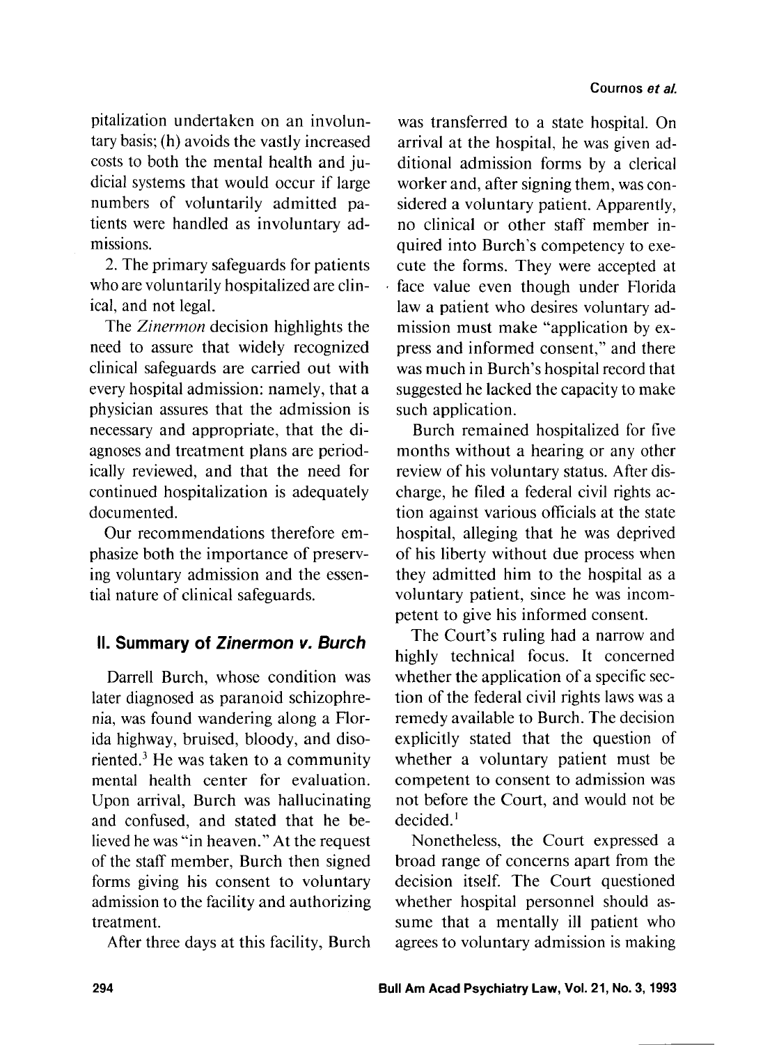pitalization undertaken on an involuntary basis; (h) avoids the vastly increased costs to both the mental health and judicial systems that would occur if large numbers of voluntarily admitted patients were handled as involuntary admissions.

2. The primary safeguards for patients who are voluntarily hospitalized are clinical, and not legal.

The *Zinermon* decision highlights the need to assure that widely recognized clinical safeguards are carried out with every hospital admission: namely, that a physician assures that the admission is necessary and appropriate, that the diagnoses and treatment plans are periodically reviewed, and that the need for continued hospitalization is adequately documented.

Our recommendations therefore emphasize both the importance of preserving voluntary admission and the essential nature of clinical safeguards.

## II. Summary of *Zinermon v. Burch*

Darrell Burch, whose condition was later diagnosed as paranoid schizophrenia, was found wandering along a Florida highway, bruised, bloody, and disoriented.[3] He was taken to a community mental health center for evaluation. Upon arrival, Burch was hallucinating and confused, and stated that he believed he was "in heaven." At the request of the staff member, Burch then signed forms giving his consent to voluntary admission to the facility and authorizing treatment.

After three days at this facility, Burch was transferred to a state hospital. On arrival at the hospital, he was given additional admission forms by a clerical worker and, after signing them, was considered a voluntary patient. Apparently, no clinical or other staff member inquired into Burch's competency to execute the forms. They were accepted at face value even though under Florida law a patient who desires voluntary admission must make "application by express and informed consent," and there was much in Burch's hospital record that suggested he lacked the capacity to make such application.

Burch remained hospitalized for five months without a hearing or any other review of his voluntary status. After discharge, he filed a federal civil rights action against various officials at the state hospital, alleging that he was deprived of his liberty without due process when they admitted him to the hospital as a voluntary patient, since he was incompetent to give his informed consent.

The Court's ruling had a narrow and highly technical focus. It concerned whether the application of a specific section of the federal civil rights laws was a remedy available to Burch. The decision explicitly stated that the question of whether a voluntary patient must be competent to consent to admission was not before the Court, and would not be decided.[1]

Nonetheless, the Court expressed a broad range of concerns apart from the decision itself. The Court questioned whether hospital personnel should assume that a mentally ill patient who agrees to voluntary admission is making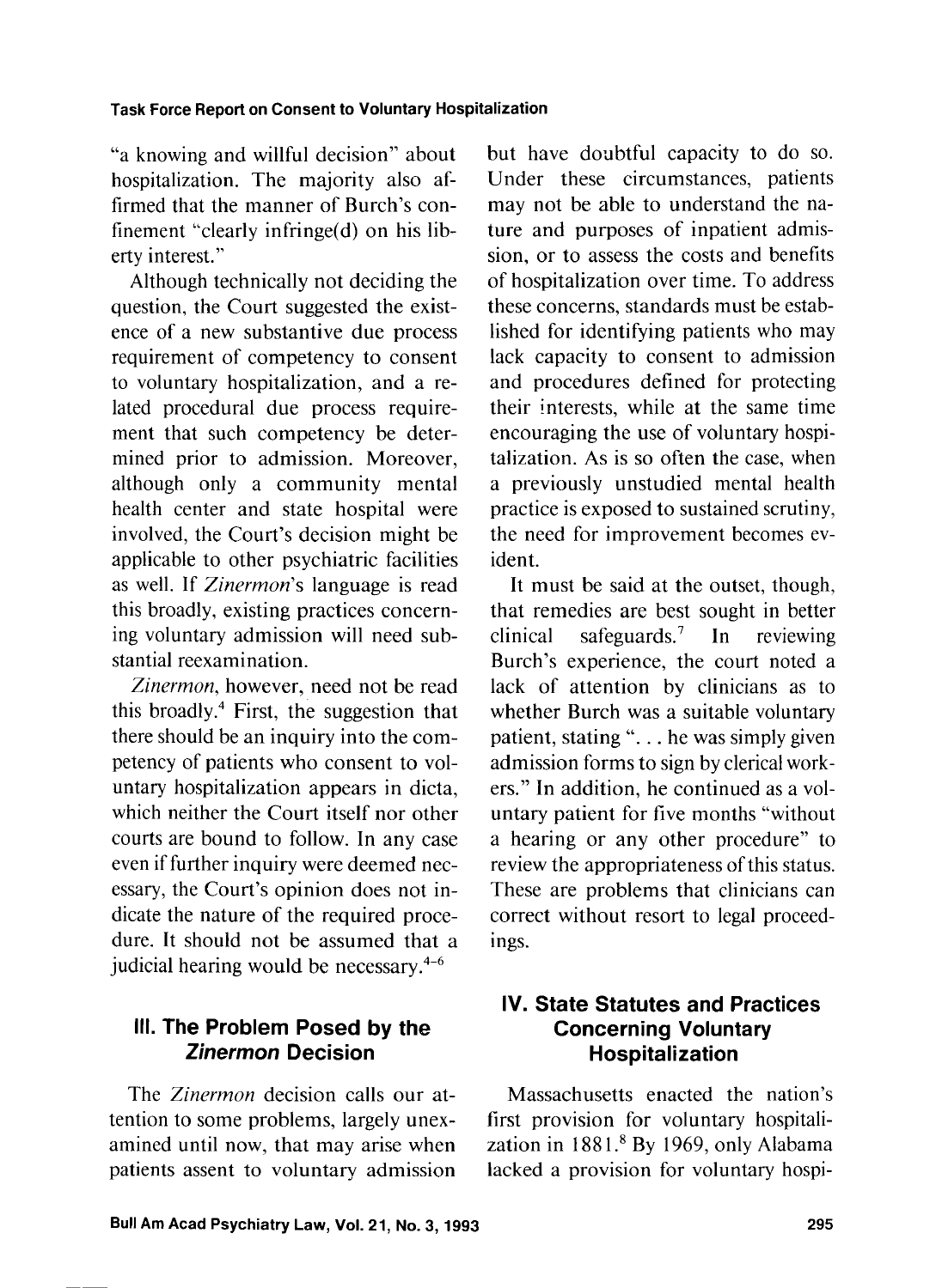"a knowing and willful decision" about hospitalization. The majority also affirmed that the manner of Burch's confinement "clearly infringe(d) on his liberty interest."

Although technically not deciding the question, the Court suggested the existence of a new substantive due process requirement of competency to consent to voluntary hospitalization, and a related procedural due process requirement that such competency be determined prior to admission. Moreover, although only a community mental health center and state hospital were involved, the Court's decision might be applicable to other psychiatric facilities as well. If *Zinermon*'s language is read this broadly, existing practices concerning voluntary admission will need substantial reexamination.

*Zinermon*, however, need not be read this broadly.[4] First, the suggestion that there should be an inquiry into the competency of patients who consent to voluntary hospitalization appears in dicta, which neither the Court itself nor other courts are bound to follow. In any case even if further inquiry were deemed necessary, the Court's opinion does not indicate the nature of the required procedure. It should not be assumed that a judicial hearing would be necessary.[4–6]

## III. The Problem Posed by the *Zinermon* Decision

The *Zinermon* decision calls our attention to some problems, largely unexamined until now, that may arise when patients assent to voluntary admission but have doubtful capacity to do so. Under these circumstances, patients may not be able to understand the nature and purposes of inpatient admission, or to assess the costs and benefits of hospitalization over time. To address these concerns, standards must be established for identifying patients who may lack capacity to consent to admission and procedures defined for protecting their interests, while at the same time encouraging the use of voluntary hospitalization. As is so often the case, when a previously unstudied mental health practice is exposed to sustained scrutiny, the need for improvement becomes evident.

It must be said at the outset, though, that remedies are best sought in better clinical safeguards.[7] In reviewing Burch's experience, the court noted a lack of attention by clinicians as to whether Burch was a suitable voluntary patient, stating "... he was simply given admission forms to sign by clerical workers." In addition, he continued as a voluntary patient for five months "without a hearing or any other procedure" to review the appropriateness of this status. These are problems that clinicians can correct without resort to legal proceedings.

## IV. State Statutes and Practices Concerning Voluntary Hospitalization

Massachusetts enacted the nation's first provision for voluntary hospitalization in 1881.[8] By 1969, only Alabama lacked a provision for voluntary hospi-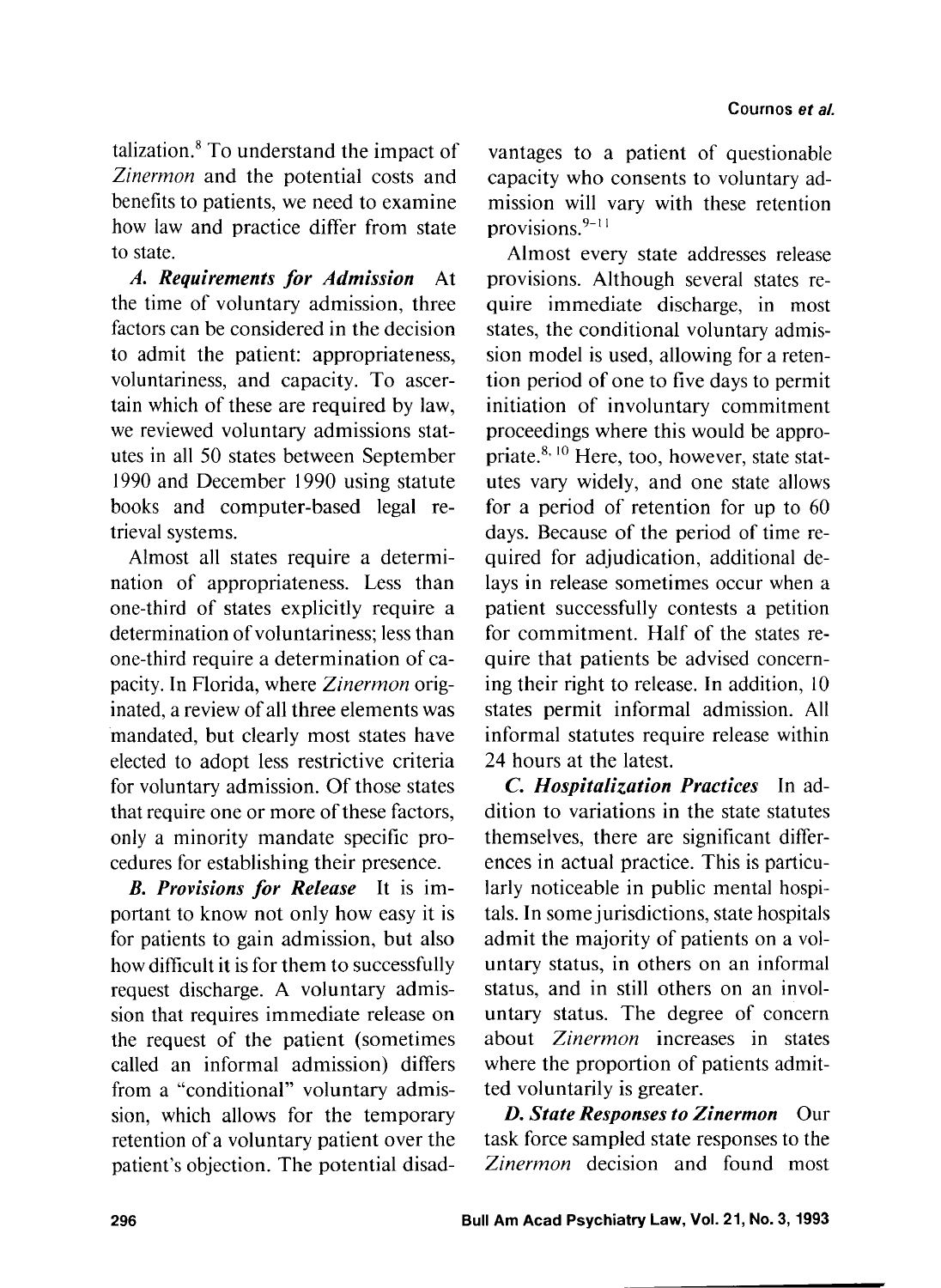talization.[8] To understand the impact of *Zinermon* and the potential costs and benefits to patients, we need to examine how law and practice differ from state to state.

***A. Requirements for Admission*** At the time of voluntary admission, three factors can be considered in the decision to admit the patient: appropriateness, voluntariness, and capacity. To ascertain which of these are required by law, we reviewed voluntary admissions statutes in all 50 states between September 1990 and December 1990 using statute books and computer-based legal retrieval systems.

Almost all states require a determination of appropriateness. Less than one-third of states explicitly require a determination of voluntariness; less than one-third require a determination of capacity. In Florida, where *Zinermon* originated, a review of all three elements was mandated, but clearly most states have elected to adopt less restrictive criteria for voluntary admission. Of those states that require one or more of these factors, only a minority mandate specific procedures for establishing their presence.

***B. Provisions for Release*** It is important to know not only how easy it is for patients to gain admission, but also how difficult it is for them to successfully request discharge. A voluntary admission that requires immediate release on the request of the patient (sometimes called an informal admission) differs from a "conditional" voluntary admission, which allows for the temporary retention of a voluntary patient over the patient's objection. The potential disadvantages to a patient of questionable capacity who consents to voluntary admission will vary with these retention provisions.[9-11]

Almost every state addresses release provisions. Although several states require immediate discharge, in most states, the conditional voluntary admission model is used, allowing for a retention period of one to five days to permit initiation of involuntary commitment proceedings where this would be appropriate.[8,10] Here, too, however, state statutes vary widely, and one state allows for a period of retention for up to 60 days. Because of the period of time required for adjudication, additional delays in release sometimes occur when a patient successfully contests a petition for commitment. Half of the states require that patients be advised concerning their right to release. In addition, 10 states permit informal admission. All informal statutes require release within 24 hours at the latest.

***C. Hospitalization Practices*** In addition to variations in the state statutes themselves, there are significant differences in actual practice. This is particularly noticeable in public mental hospitals. In some jurisdictions, state hospitals admit the majority of patients on a voluntary status, in others on an informal status, and in still others on an involuntary status. The degree of concern about *Zinermon* increases in states where the proportion of patients admitted voluntarily is greater.

***D. State Responses to Zinermon*** Our task force sampled state responses to the *Zinermon* decision and found most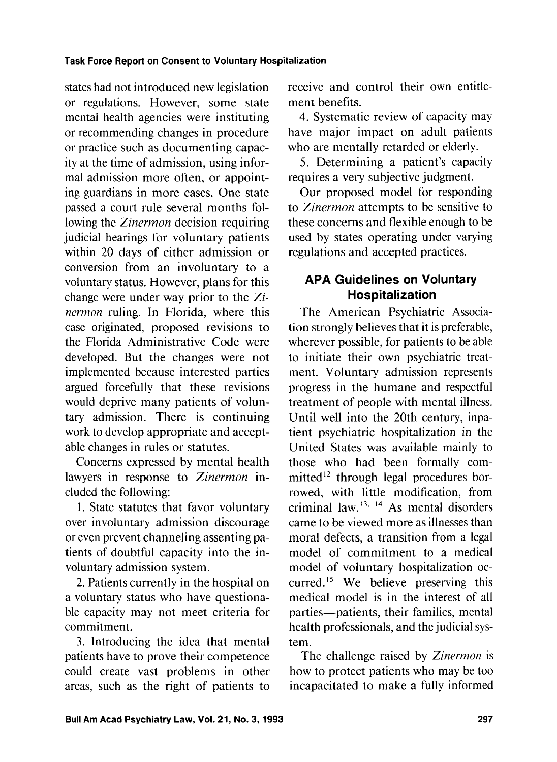states had not introduced new legislation or regulations. However, some state mental health agencies were instituting or recommending changes in procedure or practice such as documenting capacity at the time of admission, using informal admission more often, or appointing guardians in more cases. One state passed a court rule several months following the *Zinermon* decision requiring judicial hearings for voluntary patients within 20 days of either admission or conversion from an involuntary to a voluntary status. However, plans for this change were under way prior to the *Zinermon* ruling. In Florida, where this case originated, proposed revisions to the Florida Administrative Code were developed. But the changes were not implemented because interested parties argued forcefully that these revisions would deprive many patients of voluntary admission. There is continuing work to develop appropriate and acceptable changes in rules or statutes.

Concerns expressed by mental health lawyers in response to *Zinermon* included the following:

1. State statutes that favor voluntary over involuntary admission discourage or even prevent channeling assenting patients of doubtful capacity into the involuntary admission system.

2. Patients currently in the hospital on a voluntary status who have questionable capacity may not meet criteria for commitment.

3. Introducing the idea that mental patients have to prove their competence could create vast problems in other areas, such as the right of patients to receive and control their own entitlement benefits.

4. Systematic review of capacity may have major impact on adult patients who are mentally retarded or elderly.

5. Determining a patient's capacity requires a very subjective judgment.

Our proposed model for responding to *Zinermon* attempts to be sensitive to these concerns and flexible enough to be used by states operating under varying regulations and accepted practices.

## APA Guidelines on Voluntary Hospitalization

The American Psychiatric Association strongly believes that it is preferable, wherever possible, for patients to be able to initiate their own psychiatric treatment. Voluntary admission represents progress in the humane and respectful treatment of people with mental illness. Until well into the 20th century, inpatient psychiatric hospitalization in the United States was available mainly to those who had been formally committed[12] through legal procedures borrowed, with little modification, from criminal law.[13, 14] As mental disorders came to be viewed more as illnesses than moral defects, a transition from a legal model of commitment to a medical model of voluntary hospitalization occurred.[15] We believe preserving this medical model is in the interest of all parties—patients, their families, mental health professionals, and the judicial system.

The challenge raised by *Zinermon* is how to protect patients who may be too incapacitated to make a fully informed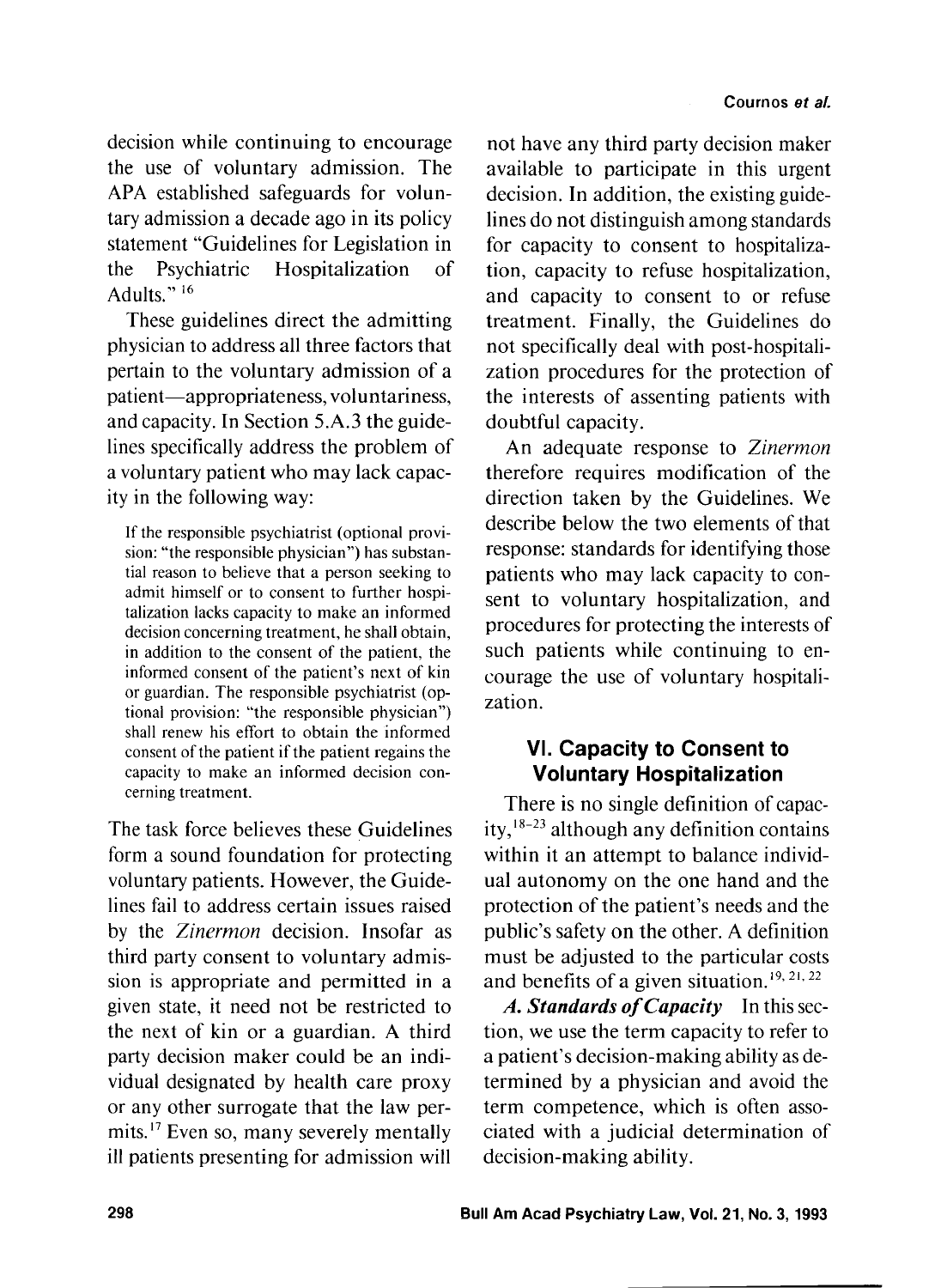decision while continuing to encourage the use of voluntary admission. The APA established safeguards for voluntary admission a decade ago in its policy statement "Guidelines for Legislation in the Psychiatric Hospitalization of Adults."[16]

These guidelines direct the admitting physician to address all three factors that pertain to the voluntary admission of a patient—appropriateness, voluntariness, and capacity. In Section 5.A.3 the guidelines specifically address the problem of a voluntary patient who may lack capacity in the following way:

> If the responsible psychiatrist (optional provision: "the responsible physician") has substantial reason to believe that a person seeking to admit himself or to consent to further hospitalization lacks capacity to make an informed decision concerning treatment, he shall obtain, in addition to the consent of the patient, the informed consent of the patient's next of kin or guardian. The responsible psychiatrist (optional provision: "the responsible physician") shall renew his effort to obtain the informed consent of the patient if the patient regains the capacity to make an informed decision concerning treatment.

The task force believes these Guidelines form a sound foundation for protecting voluntary patients. However, the Guidelines fail to address certain issues raised by the *Zinermon* decision. Insofar as third party consent to voluntary admission is appropriate and permitted in a given state, it need not be restricted to the next of kin or a guardian. A third party decision maker could be an individual designated by health care proxy or any other surrogate that the law permits.[17] Even so, many severely mentally ill patients presenting for admission will not have any third party decision maker available to participate in this urgent decision. In addition, the existing guidelines do not distinguish among standards for capacity to consent to hospitalization, capacity to refuse hospitalization, and capacity to consent to or refuse treatment. Finally, the Guidelines do not specifically deal with post-hospitalization procedures for the protection of the interests of assenting patients with doubtful capacity.

An adequate response to *Zinermon* therefore requires modification of the direction taken by the Guidelines. We describe below the two elements of that response: standards for identifying those patients who may lack capacity to consent to voluntary hospitalization, and procedures for protecting the interests of such patients while continuing to encourage the use of voluntary hospitalization.

## VI. Capacity to Consent to Voluntary Hospitalization

There is no single definition of capacity,[18-23] although any definition contains within it an attempt to balance individual autonomy on the one hand and the protection of the patient's needs and the public's safety on the other. A definition must be adjusted to the particular costs and benefits of a given situation.[19, 21, 22]

***A. Standards of Capacity*** In this section, we use the term capacity to refer to a patient's decision-making ability as determined by a physician and avoid the term competence, which is often associated with a judicial determination of decision-making ability.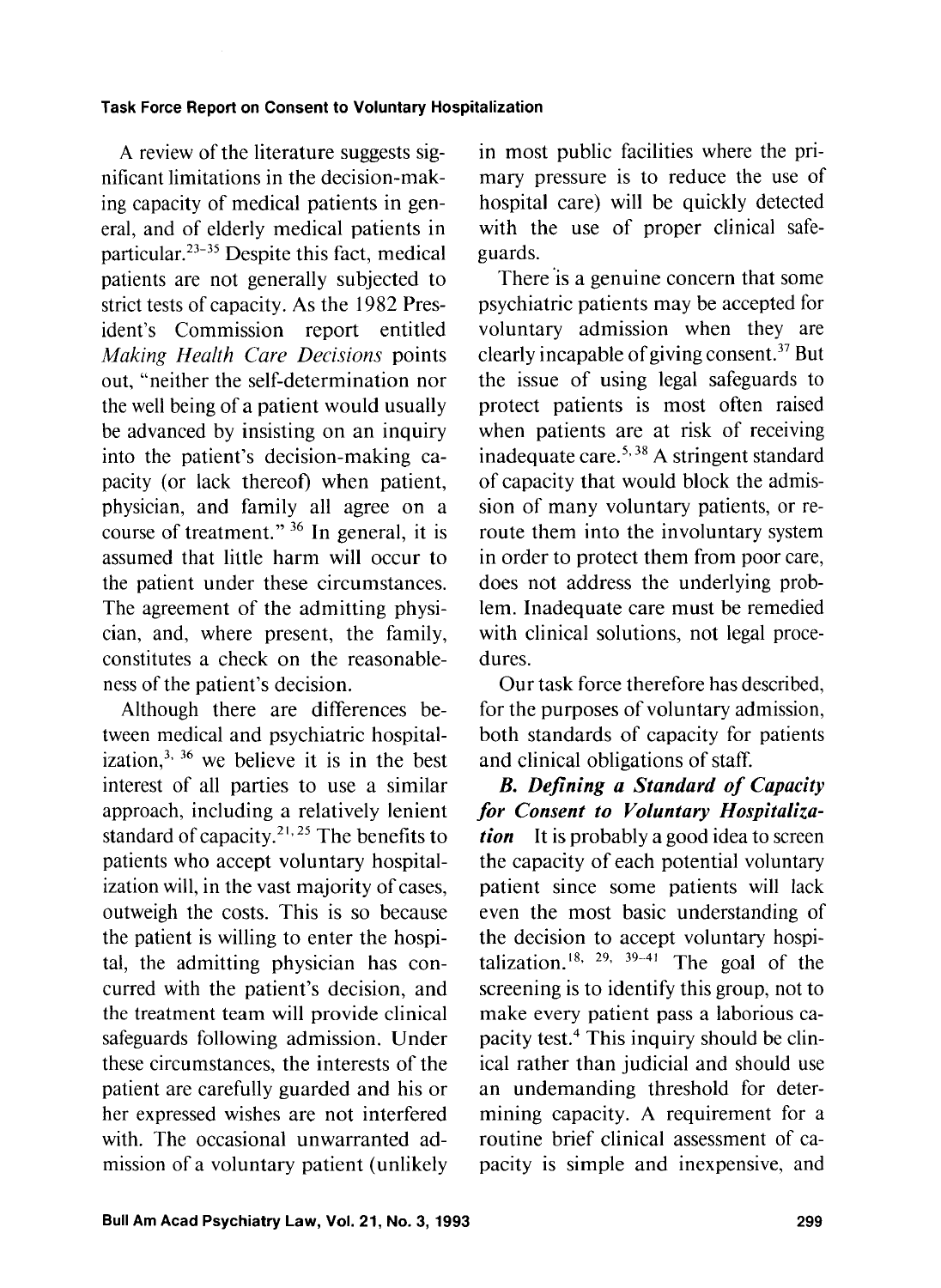A review of the literature suggests significant limitations in the decision-making capacity of medical patients in general, and of elderly medical patients in particular.[23-35] Despite this fact, medical patients are not generally subjected to strict tests of capacity. As the 1982 President's Commission report entitled *Making Health Care Decisions* points out, "neither the self-determination nor the well being of a patient would usually be advanced by insisting on an inquiry into the patient's decision-making capacity (or lack thereof) when patient, physician, and family all agree on a course of treatment."[36] In general, it is assumed that little harm will occur to the patient under these circumstances. The agreement of the admitting physician, and, where present, the family, constitutes a check on the reasonableness of the patient's decision.

Although there are differences between medical and psychiatric hospitalization,[3, 36] we believe it is in the best interest of all parties to use a similar approach, including a relatively lenient standard of capacity.[21, 25] The benefits to patients who accept voluntary hospitalization will, in the vast majority of cases, outweigh the costs. This is so because the patient is willing to enter the hospital, the admitting physician has concurred with the patient's decision, and the treatment team will provide clinical safeguards following admission. Under these circumstances, the interests of the patient are carefully guarded and his or her expressed wishes are not interfered with. The occasional unwarranted admission of a voluntary patient (unlikely in most public facilities where the primary pressure is to reduce the use of hospital care) will be quickly detected with the use of proper clinical safeguards.

There is a genuine concern that some psychiatric patients may be accepted for voluntary admission when they are clearly incapable of giving consent.[37] But the issue of using legal safeguards to protect patients is most often raised when patients are at risk of receiving inadequate care.[5, 38] A stringent standard of capacity that would block the admission of many voluntary patients, or reroute them into the involuntary system in order to protect them from poor care, does not address the underlying problem. Inadequate care must be remedied with clinical solutions, not legal procedures.

Our task force therefore has described, for the purposes of voluntary admission, both standards of capacity for patients and clinical obligations of staff.

***B. Defining a Standard of Capacity for Consent to Voluntary Hospitalization*** It is probably a good idea to screen the capacity of each potential voluntary patient since some patients will lack even the most basic understanding of the decision to accept voluntary hospitalization.[18, 29, 39-41] The goal of the screening is to identify this group, not to make every patient pass a laborious capacity test.[4] This inquiry should be clinical rather than judicial and should use an undemanding threshold for determining capacity. A requirement for a routine brief clinical assessment of capacity is simple and inexpensive, and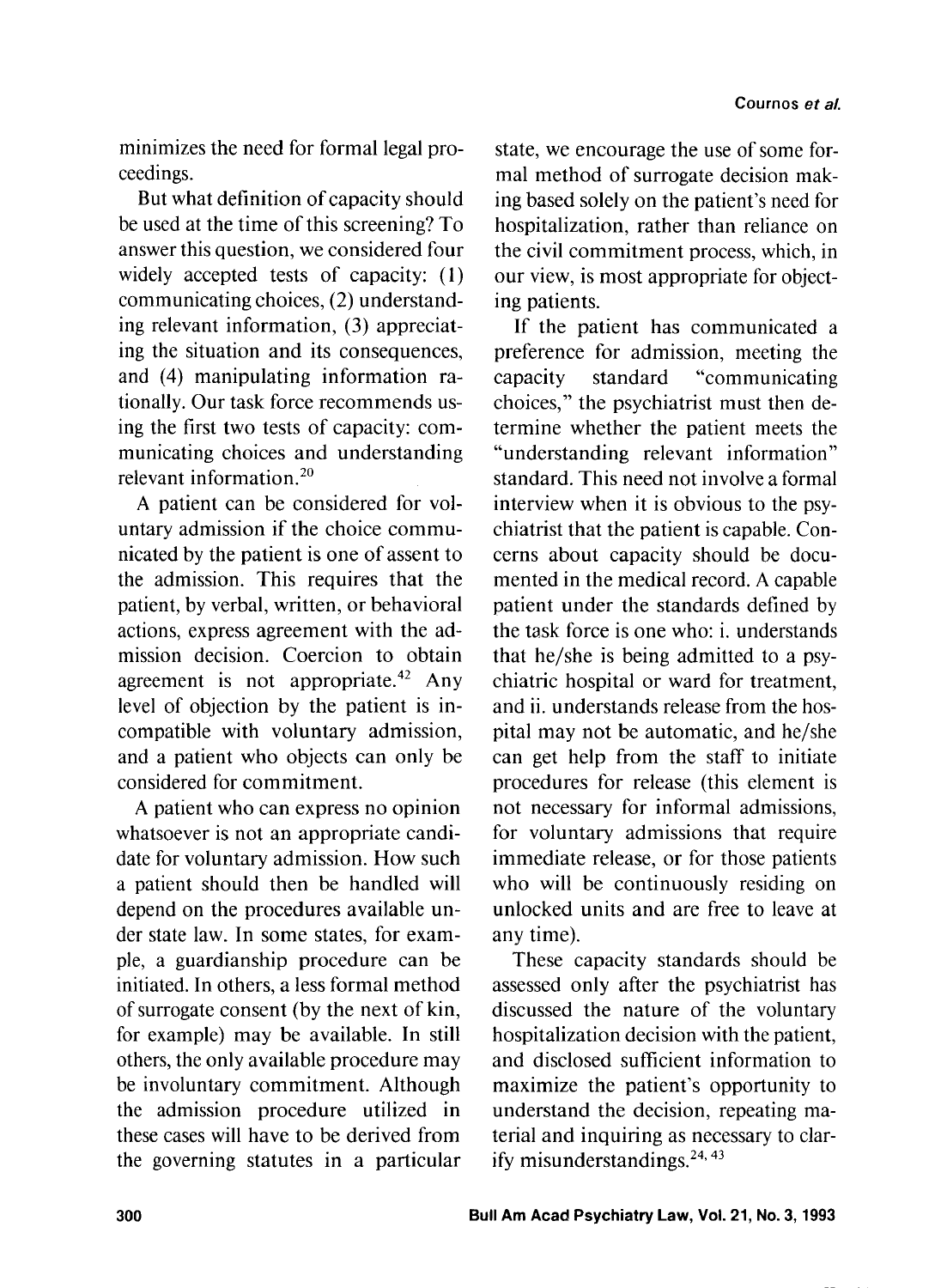minimizes the need for formal legal proceedings.

But what definition of capacity should be used at the time of this screening? To answer this question, we considered four widely accepted tests of capacity: (1) communicating choices, (2) understanding relevant information, (3) appreciating the situation and its consequences, and (4) manipulating information rationally. Our task force recommends using the first two tests of capacity: communicating choices and understanding relevant information.[20]

A patient can be considered for voluntary admission if the choice communicated by the patient is one of assent to the admission. This requires that the patient, by verbal, written, or behavioral actions, express agreement with the admission decision. Coercion to obtain agreement is not appropriate.[42] Any level of objection by the patient is incompatible with voluntary admission, and a patient who objects can only be considered for commitment.

A patient who can express no opinion whatsoever is not an appropriate candidate for voluntary admission. How such a patient should then be handled will depend on the procedures available under state law. In some states, for example, a guardianship procedure can be initiated. In others, a less formal method of surrogate consent (by the next of kin, for example) may be available. In still others, the only available procedure may be involuntary commitment. Although the admission procedure utilized in these cases will have to be derived from the governing statutes in a particular state, we encourage the use of some formal method of surrogate decision making based solely on the patient's need for hospitalization, rather than reliance on the civil commitment process, which, in our view, is most appropriate for objecting patients.

If the patient has communicated a preference for admission, meeting the capacity standard "communicating choices," the psychiatrist must then determine whether the patient meets the "understanding relevant information" standard. This need not involve a formal interview when it is obvious to the psychiatrist that the patient is capable. Concerns about capacity should be documented in the medical record. A capable patient under the standards defined by the task force is one who: i. understands that he/she is being admitted to a psychiatric hospital or ward for treatment, and ii. understands release from the hospital may not be automatic, and he/she can get help from the staff to initiate procedures for release (this element is not necessary for informal admissions, for voluntary admissions that require immediate release, or for those patients who will be continuously residing on unlocked units and are free to leave at any time).

These capacity standards should be assessed only after the psychiatrist has discussed the nature of the voluntary hospitalization decision with the patient, and disclosed sufficient information to maximize the patient's opportunity to understand the decision, repeating material and inquiring as necessary to clarify misunderstandings.[24, 43]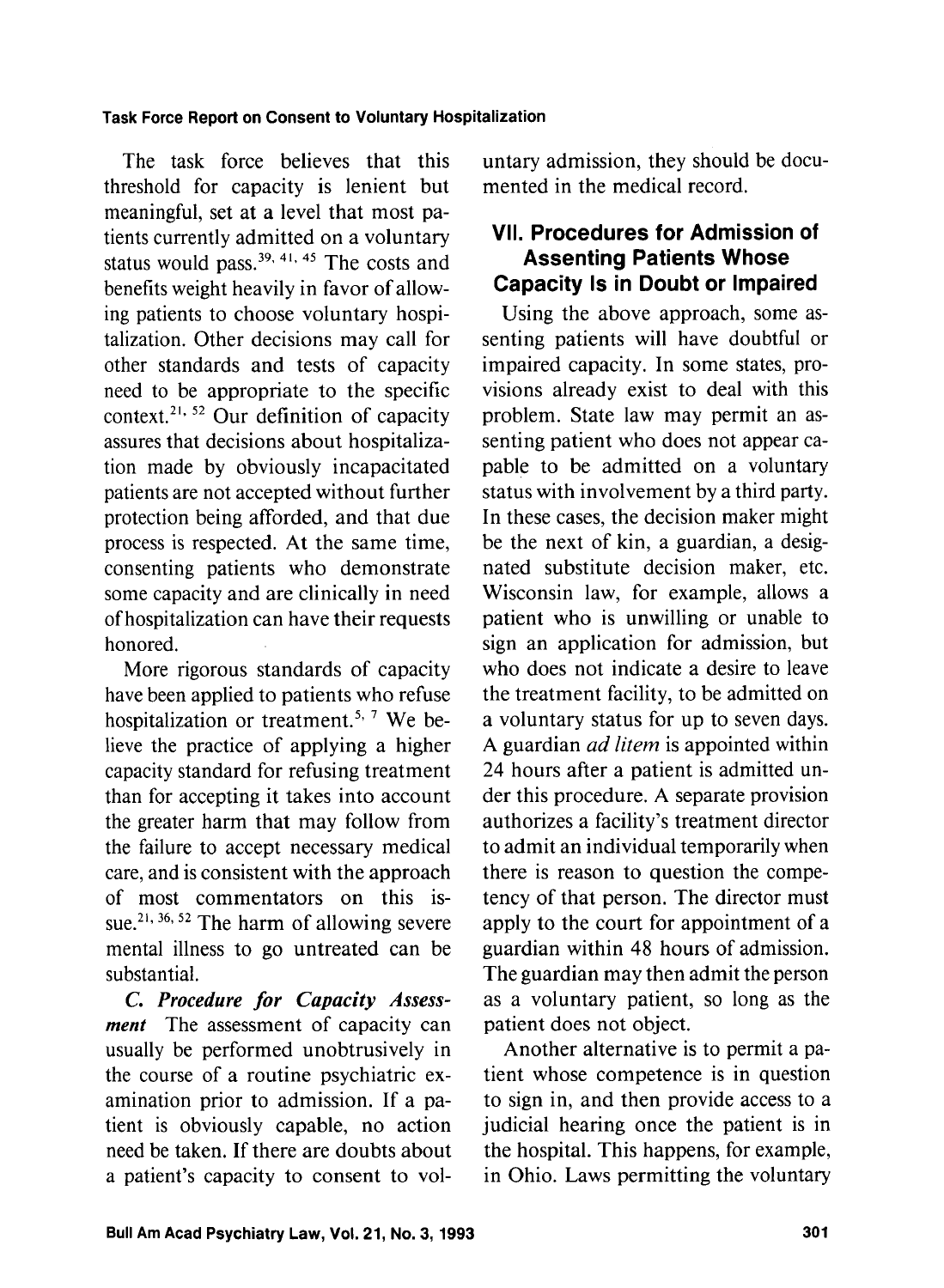The task force believes that this threshold for capacity is lenient but meaningful, set at a level that most patients currently admitted on a voluntary status would pass.[39, 41, 45] The costs and benefits weight heavily in favor of allowing patients to choose voluntary hospitalization. Other decisions may call for other standards and tests of capacity need to be appropriate to the specific context.[21, 52] Our definition of capacity assures that decisions about hospitalization made by obviously incapacitated patients are not accepted without further protection being afforded, and that due process is respected. At the same time, consenting patients who demonstrate some capacity and are clinically in need of hospitalization can have their requests honored.

More rigorous standards of capacity have been applied to patients who refuse hospitalization or treatment.[5, 7] We believe the practice of applying a higher capacity standard for refusing treatment than for accepting it takes into account the greater harm that may follow from the failure to accept necessary medical care, and is consistent with the approach of most commentators on this issue.[21, 36, 52] The harm of allowing severe mental illness to go untreated can be substantial.

***C. Procedure for Capacity Assessment*** The assessment of capacity can usually be performed unobtrusively in the course of a routine psychiatric examination prior to admission. If a patient is obviously capable, no action need be taken. If there are doubts about a patient's capacity to consent to voluntary admission, they should be documented in the medical record.

## VII. Procedures for Admission of Assenting Patients Whose Capacity Is in Doubt or Impaired

Using the above approach, some assenting patients will have doubtful or impaired capacity. In some states, provisions already exist to deal with this problem. State law may permit an assenting patient who does not appear capable to be admitted on a voluntary status with involvement by a third party. In these cases, the decision maker might be the next of kin, a guardian, a designated substitute decision maker, etc. Wisconsin law, for example, allows a patient who is unwilling or unable to sign an application for admission, but who does not indicate a desire to leave the treatment facility, to be admitted on a voluntary status for up to seven days. A guardian *ad litem* is appointed within 24 hours after a patient is admitted under this procedure. A separate provision authorizes a facility's treatment director to admit an individual temporarily when there is reason to question the competency of that person. The director must apply to the court for appointment of a guardian within 48 hours of admission. The guardian may then admit the person as a voluntary patient, so long as the patient does not object.

Another alternative is to permit a patient whose competence is in question to sign in, and then provide access to a judicial hearing once the patient is in the hospital. This happens, for example, in Ohio. Laws permitting the voluntary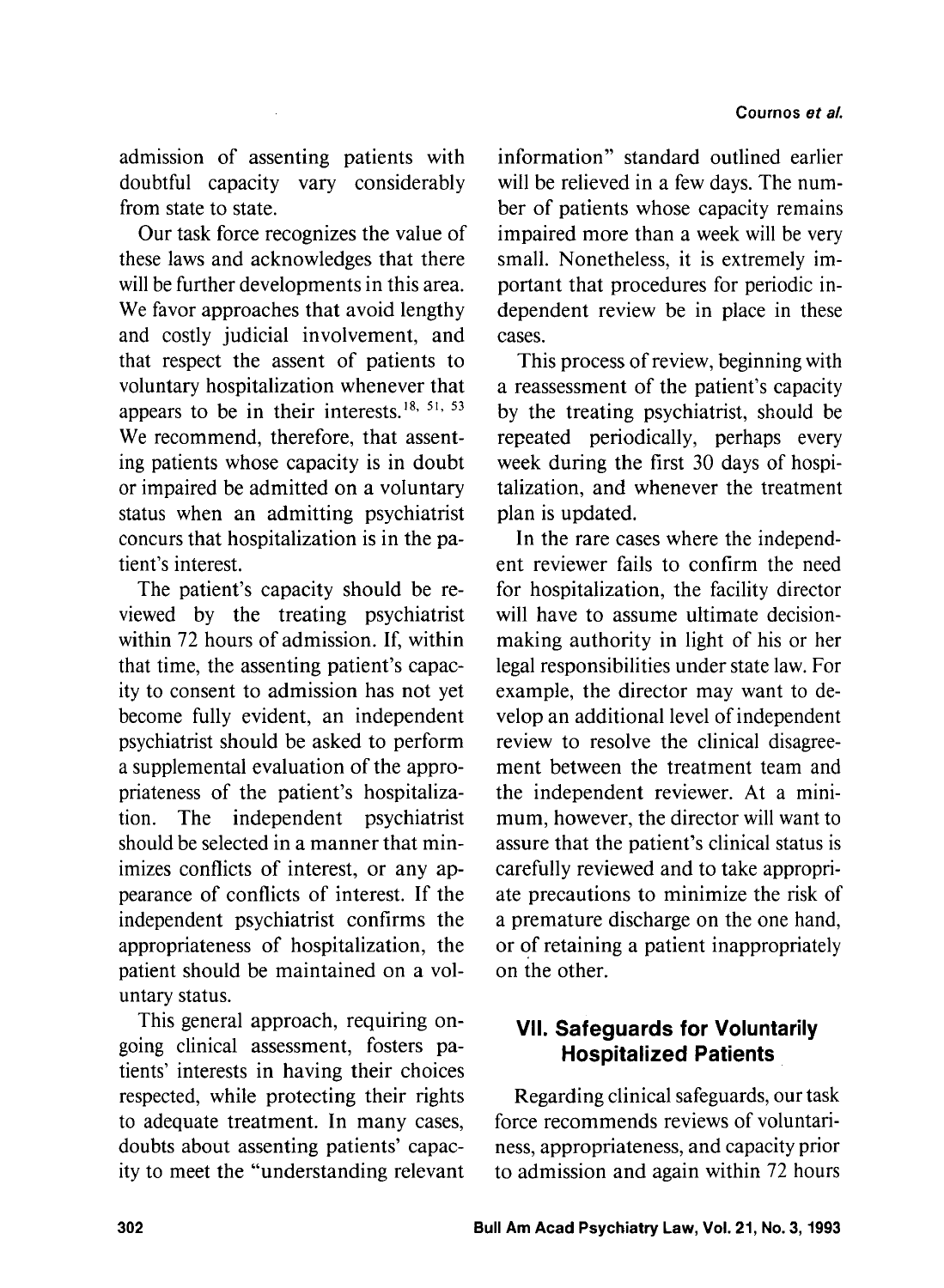admission of assenting patients with doubtful capacity vary considerably from state to state.

Our task force recognizes the value of these laws and acknowledges that there will be further developments in this area. We favor approaches that avoid lengthy and costly judicial involvement, and that respect the assent of patients to voluntary hospitalization whenever that appears to be in their interests.[18, 51, 53] We recommend, therefore, that assenting patients whose capacity is in doubt or impaired be admitted on a voluntary status when an admitting psychiatrist concurs that hospitalization is in the patient's interest.

The patient's capacity should be reviewed by the treating psychiatrist within 72 hours of admission. If, within that time, the assenting patient's capacity to consent to admission has not yet become fully evident, an independent psychiatrist should be asked to perform a supplemental evaluation of the appropriateness of the patient's hospitalization. The independent psychiatrist should be selected in a manner that minimizes conflicts of interest, or any appearance of conflicts of interest. If the independent psychiatrist confirms the appropriateness of hospitalization, the patient should be maintained on a voluntary status.

This general approach, requiring ongoing clinical assessment, fosters patients' interests in having their choices respected, while protecting their rights to adequate treatment. In many cases, doubts about assenting patients' capacity to meet the "understanding relevant information" standard outlined earlier will be relieved in a few days. The number of patients whose capacity remains impaired more than a week will be very small. Nonetheless, it is extremely important that procedures for periodic independent review be in place in these cases.

This process of review, beginning with a reassessment of the patient's capacity by the treating psychiatrist, should be repeated periodically, perhaps every week during the first 30 days of hospitalization, and whenever the treatment plan is updated.

In the rare cases where the independent reviewer fails to confirm the need for hospitalization, the facility director will have to assume ultimate decision-making authority in light of his or her legal responsibilities under state law. For example, the director may want to develop an additional level of independent review to resolve the clinical disagreement between the treatment team and the independent reviewer. At a minimum, however, the director will want to assure that the patient's clinical status is carefully reviewed and to take appropriate precautions to minimize the risk of a premature discharge on the one hand, or of retaining a patient inappropriately on the other.

## VII. Safeguards for Voluntarily Hospitalized Patients

Regarding clinical safeguards, our task force recommends reviews of voluntariness, appropriateness, and capacity prior to admission and again within 72 hours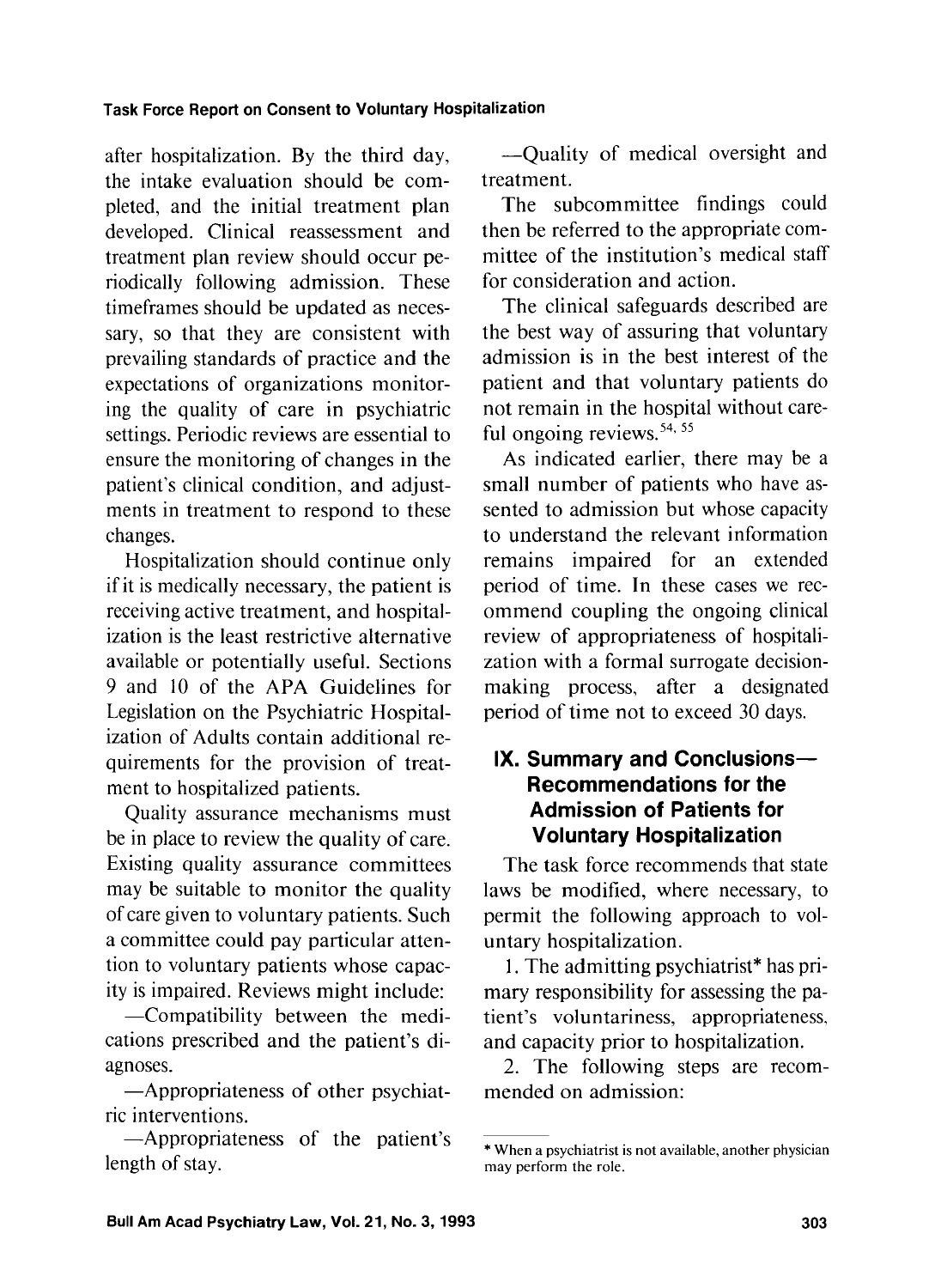after hospitalization. By the third day, the intake evaluation should be completed, and the initial treatment plan developed. Clinical reassessment and treatment plan review should occur periodically following admission. These timeframes should be updated as necessary, so that they are consistent with prevailing standards of practice and the expectations of organizations monitoring the quality of care in psychiatric settings. Periodic reviews are essential to ensure the monitoring of changes in the patient's clinical condition, and adjustments in treatment to respond to these changes.

Hospitalization should continue only if it is medically necessary, the patient is receiving active treatment, and hospitalization is the least restrictive alternative available or potentially useful. Sections 9 and 10 of the APA Guidelines for Legislation on the Psychiatric Hospitalization of Adults contain additional requirements for the provision of treatment to hospitalized patients.

Quality assurance mechanisms must be in place to review the quality of care. Existing quality assurance committees may be suitable to monitor the quality of care given to voluntary patients. Such a committee could pay particular attention to voluntary patients whose capacity is impaired. Reviews might include:

—Compatibility between the medications prescribed and the patient's diagnoses.

—Appropriateness of other psychiatric interventions.

—Appropriateness of the patient's length of stay.

—Quality of medical oversight and treatment.

The subcommittee findings could then be referred to the appropriate committee of the institution's medical staff for consideration and action.

The clinical safeguards described are the best way of assuring that voluntary admission is in the best interest of the patient and that voluntary patients do not remain in the hospital without careful ongoing reviews.[54, 55]

As indicated earlier, there may be a small number of patients who have assented to admission but whose capacity to understand the relevant information remains impaired for an extended period of time. In these cases we recommend coupling the ongoing clinical review of appropriateness of hospitalization with a formal surrogate decision-making process, after a designated period of time not to exceed 30 days.

## IX. Summary and Conclusions—Recommendations for the Admission of Patients for Voluntary Hospitalization

The task force recommends that state laws be modified, where necessary, to permit the following approach to voluntary hospitalization.

1. The admitting psychiatrist* has primary responsibility for assessing the patient's voluntariness, appropriateness, and capacity prior to hospitalization.

2. The following steps are recommended on admission:

* When a psychiatrist is not available, another physician may perform the role.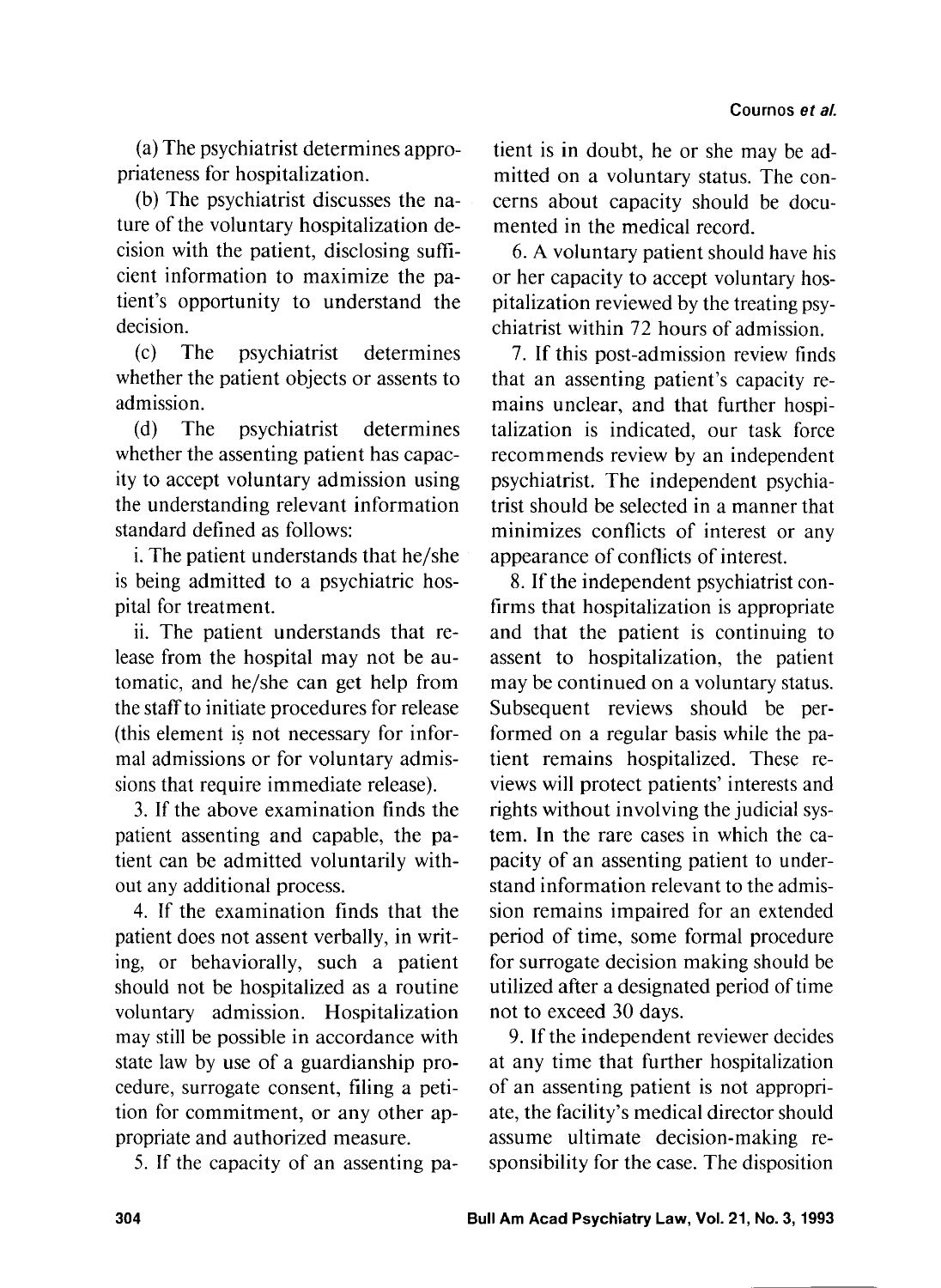(a) The psychiatrist determines appropriateness for hospitalization.

(b) The psychiatrist discusses the nature of the voluntary hospitalization decision with the patient, disclosing sufficient information to maximize the patient's opportunity to understand the decision.

(c) The psychiatrist determines whether the patient objects or assents to admission.

(d) The psychiatrist determines whether the assenting patient has capacity to accept voluntary admission using the understanding relevant information standard defined as follows:

i. The patient understands that he/she is being admitted to a psychiatric hospital for treatment.

ii. The patient understands that release from the hospital may not be automatic, and he/she can get help from the staff to initiate procedures for release (this element is not necessary for informal admissions or for voluntary admissions that require immediate release).

3. If the above examination finds the patient assenting and capable, the patient can be admitted voluntarily without any additional process.

4. If the examination finds that the patient does not assent verbally, in writing, or behaviorally, such a patient should not be hospitalized as a routine voluntary admission. Hospitalization may still be possible in accordance with state law by use of a guardianship procedure, surrogate consent, filing a petition for commitment, or any other appropriate and authorized measure.

5. If the capacity of an assenting patient is in doubt, he or she may be admitted on a voluntary status. The concerns about capacity should be documented in the medical record.

6. A voluntary patient should have his or her capacity to accept voluntary hospitalization reviewed by the treating psychiatrist within 72 hours of admission.

7. If this post-admission review finds that an assenting patient's capacity remains unclear, and that further hospitalization is indicated, our task force recommends review by an independent psychiatrist. The independent psychiatrist should be selected in a manner that minimizes conflicts of interest or any appearance of conflicts of interest.

8. If the independent psychiatrist confirms that hospitalization is appropriate and that the patient is continuing to assent to hospitalization, the patient may be continued on a voluntary status. Subsequent reviews should be performed on a regular basis while the patient remains hospitalized. These reviews will protect patients' interests and rights without involving the judicial system. In the rare cases in which the capacity of an assenting patient to understand information relevant to the admission remains impaired for an extended period of time, some formal procedure for surrogate decision making should be utilized after a designated period of time not to exceed 30 days.

9. If the independent reviewer decides at any time that further hospitalization of an assenting patient is not appropriate, the facility's medical director should assume ultimate decision-making responsibility for the case. The disposition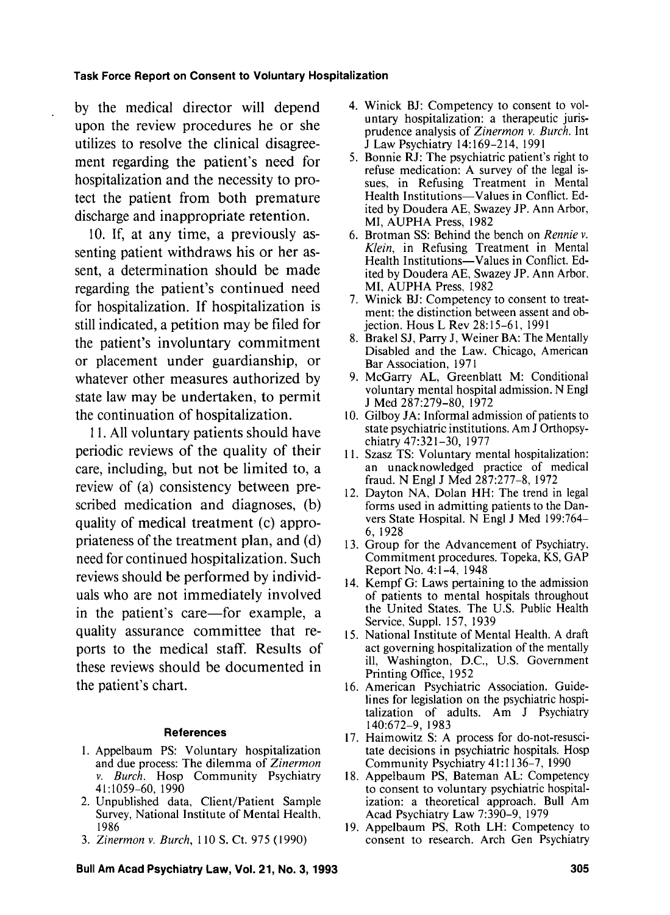by the medical director will depend upon the review procedures he or she utilizes to resolve the clinical disagreement regarding the patient's need for hospitalization and the necessity to protect the patient from both premature discharge and inappropriate retention.

10. If, at any time, a previously assenting patient withdraws his or her assent, a determination should be made regarding the patient's continued need for hospitalization. If hospitalization is still indicated, a petition may be filed for the patient's involuntary commitment or placement under guardianship, or whatever other measures authorized by state law may be undertaken, to permit the continuation of hospitalization.

11. All voluntary patients should have periodic reviews of the quality of their care, including, but not be limited to, a review of (a) consistency between prescribed medication and diagnoses, (b) quality of medical treatment (c) appropriateness of the treatment plan, and (d) need for continued hospitalization. Such reviews should be performed by individuals who are not immediately involved in the patient's care—for example, a quality assurance committee that reports to the medical staff. Results of these reviews should be documented in the patient's chart.

#### References

1. Appelbaum PS: Voluntary hospitalization and due process: The dilemma of *Zinermon v. Burch*. Hosp Community Psychiatry 41:1059–60, 1990
2. Unpublished data, Client/Patient Sample Survey, National Institute of Mental Health, 1986
3. *Zinermon v. Burch*, 110 S. Ct. 975 (1990)
4. Winick BJ: Competency to consent to voluntary hospitalization: a therapeutic jurisprudence analysis of *Zinermon v. Burch*. Int J Law Psychiatry 14:169–214, 1991
5. Bonnie RJ: The psychiatric patient's right to refuse medication: A survey of the legal issues, in Refusing Treatment in Mental Health Institutions—Values in Conflict. Edited by Doudera AE, Swazey JP. Ann Arbor, MI, AUPHA Press, 1982
6. Brotman SS: Behind the bench on *Rennie v. Klein*, in Refusing Treatment in Mental Health Institutions—Values in Conflict. Edited by Doudera AE, Swazey JP. Ann Arbor, MI, AUPHA Press, 1982
7. Winick BJ: Competency to consent to treatment: the distinction between assent and objection. Hous L Rev 28:15–61, 1991
8. Brakel SJ, Parry J, Weiner BA: The Mentally Disabled and the Law. Chicago, American Bar Association, 1971
9. McGarry AL, Greenblatt M: Conditional voluntary mental hospital admission. N Engl J Med 287:279–80, 1972
10. Gilboy JA: Informal admission of patients to state psychiatric institutions. Am J Orthopsychiatry 47:321–30, 1977
11. Szasz TS: Voluntary mental hospitalization: an unacknowledged practice of medical fraud. N Engl J Med 287:277–8, 1972
12. Dayton NA, Dolan HH: The trend in legal forms used in admitting patients to the Danvers State Hospital. N Engl J Med 199:764–6, 1928
13. Group for the Advancement of Psychiatry. Commitment procedures. Topeka, KS, GAP Report No. 4:1–4, 1948
14. Kempf G: Laws pertaining to the admission of patients to mental hospitals throughout the United States. The U.S. Public Health Service, Suppl. 157, 1939
15. National Institute of Mental Health. A draft act governing hospitalization of the mentally ill, Washington, D.C., U.S. Government Printing Office, 1952
16. American Psychiatric Association. Guidelines for legislation on the psychiatric hospitalization of adults. Am J Psychiatry 140:672–9, 1983
17. Haimowitz S: A process for do-not-resuscitate decisions in psychiatric hospitals. Hosp Community Psychiatry 41:1136–7, 1990
18. Appelbaum PS, Bateman AL: Competency to consent to voluntary psychiatric hospitalization: a theoretical approach. Bull Am Acad Psychiatry Law 7:390–9, 1979
19. Appelbaum PS, Roth LH: Competency to consent to research. Arch Gen Psychiatry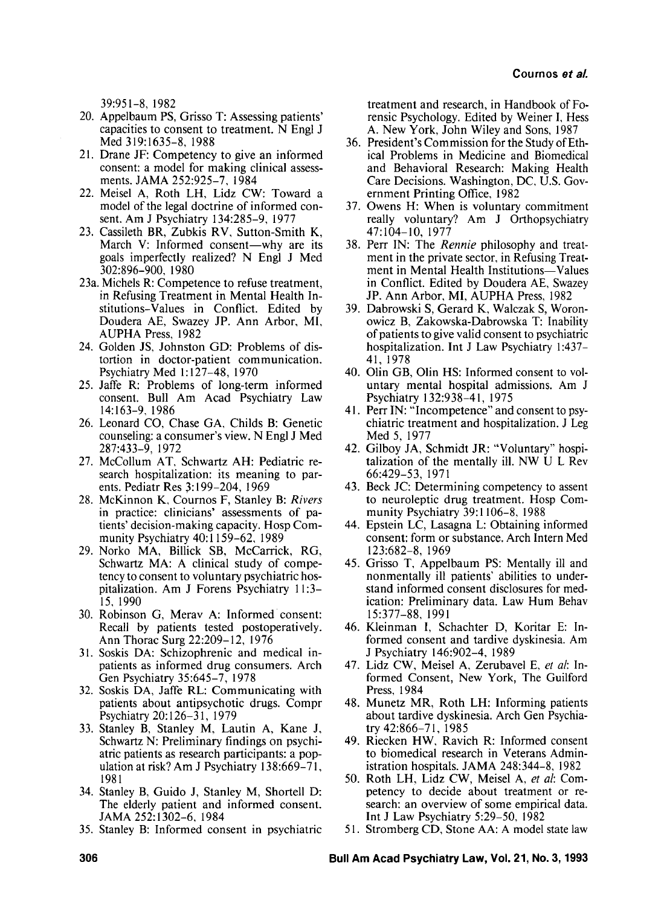39:951–8, 1982

20. Appelbaum PS, Grisso T: Assessing patients' capacities to consent to treatment. N Engl J Med 319:1635–8, 1988
21. Drane JF: Competency to give an informed consent: a model for making clinical assessments. JAMA 252:925–7, 1984
22. Meisel A, Roth LH, Lidz CW: Toward a model of the legal doctrine of informed consent. Am J Psychiatry 134:285–9, 1977
23. Cassileth BR, Zubkis RV, Sutton-Smith K, March V: Informed consent—why are its goals imperfectly realized? N Engl J Med 302:896–900, 1980

23a. Michels R: Competence to refuse treatment, in Refusing Treatment in Mental Health Institutions–Values in Conflict. Edited by Doudera AE, Swazey JP. Ann Arbor, MI, AUPHA Press, 1982

24. Golden JS, Johnston GD: Problems of distortion in doctor-patient communication. Psychiatry Med 1:127–48, 1970
25. Jaffe R: Problems of long-term informed consent. Bull Am Acad Psychiatry Law 14:163–9, 1986
26. Leonard CO, Chase GA, Childs B: Genetic counseling: a consumer's view. N Engl J Med 287:433–9, 1972
27. McCollum AT, Schwartz AH: Pediatric research hospitalization: its meaning to parents. Pediatr Res 3:199–204, 1969
28. McKinnon K, Cournos F, Stanley B: *Rivers* in practice: clinicians' assessments of patients' decision-making capacity. Hosp Community Psychiatry 40:1159–62, 1989
29. Norko MA, Billick SB, McCarrick, RG, Schwartz MA: A clinical study of competency to consent to voluntary psychiatric hospitalization. Am J Forens Psychiatry 11:3–15, 1990
30. Robinson G, Merav A: Informed consent: Recall by patients tested postoperatively. Ann Thorac Surg 22:209–12, 1976
31. Soskis DA: Schizophrenic and medical inpatients as informed drug consumers. Arch Gen Psychiatry 35:645–7, 1978
32. Soskis DA, Jaffe RL: Communicating with patients about antipsychotic drugs. Compr Psychiatry 20:126–31, 1979
33. Stanley B, Stanley M, Lautin A, Kane J, Schwartz N: Preliminary findings on psychiatric patients as research participants: a population at risk? Am J Psychiatry 138:669–71, 1981
34. Stanley B, Guido J, Stanley M, Shortell D: The elderly patient and informed consent. JAMA 252:1302–6, 1984
35. Stanley B: Informed consent in psychiatric treatment and research, in Handbook of Forensic Psychology. Edited by Weiner I, Hess A. New York, John Wiley and Sons, 1987
36. President's Commission for the Study of Ethical Problems in Medicine and Biomedical and Behavioral Research: Making Health Care Decisions. Washington, DC, U.S. Government Printing Office, 1982
37. Owens H: When is voluntary commitment really voluntary? Am J Orthopsychiatry 47:104–10, 1977
38. Perr IN: The *Rennie* philosophy and treatment in the private sector, in Refusing Treatment in Mental Health Institutions—Values in Conflict. Edited by Doudera AE, Swazey JP. Ann Arbor, MI, AUPHA Press, 1982
39. Dabrowski S, Gerard K, Walczak S, Woronowicz B, Zakowska-Dabrowska T: Inability of patients to give valid consent to psychiatric hospitalization. Int J Law Psychiatry 1:437–41, 1978
40. Olin GB, Olin HS: Informed consent to voluntary mental hospital admissions. Am J Psychiatry 132:938–41, 1975
41. Perr IN: "Incompetence" and consent to psychiatric treatment and hospitalization. J Leg Med 5, 1977
42. Gilboy JA, Schmidt JR: "Voluntary" hospitalization of the mentally ill. NW U L Rev 66:429–53, 1971
43. Beck JC: Determining competency to assent to neuroleptic drug treatment. Hosp Community Psychiatry 39:1106–8, 1988
44. Epstein LC, Lasagna L: Obtaining informed consent: form or substance. Arch Intern Med 123:682–8, 1969
45. Grisso T, Appelbaum PS: Mentally ill and nonmentally ill patients' abilities to understand informed consent disclosures for medication: Preliminary data. Law Hum Behav 15:377–88, 1991
46. Kleinman I, Schachter D, Koritar E: Informed consent and tardive dyskinesia. Am J Psychiatry 146:902–4, 1989
47. Lidz CW, Meisel A, Zerubavel E, *et al*: Informed Consent, New York, The Guilford Press, 1984
48. Munetz MR, Roth LH: Informing patients about tardive dyskinesia. Arch Gen Psychiatry 42:866–71, 1985
49. Riecken HW, Ravich R: Informed consent to biomedical research in Veterans Administration hospitals. JAMA 248:344–8, 1982
50. Roth LH, Lidz CW, Meisel A, *et al*: Competency to decide about treatment or research: an overview of some empirical data. Int J Law Psychiatry 5:29–50, 1982
51. Stromberg CD, Stone AA: A model state law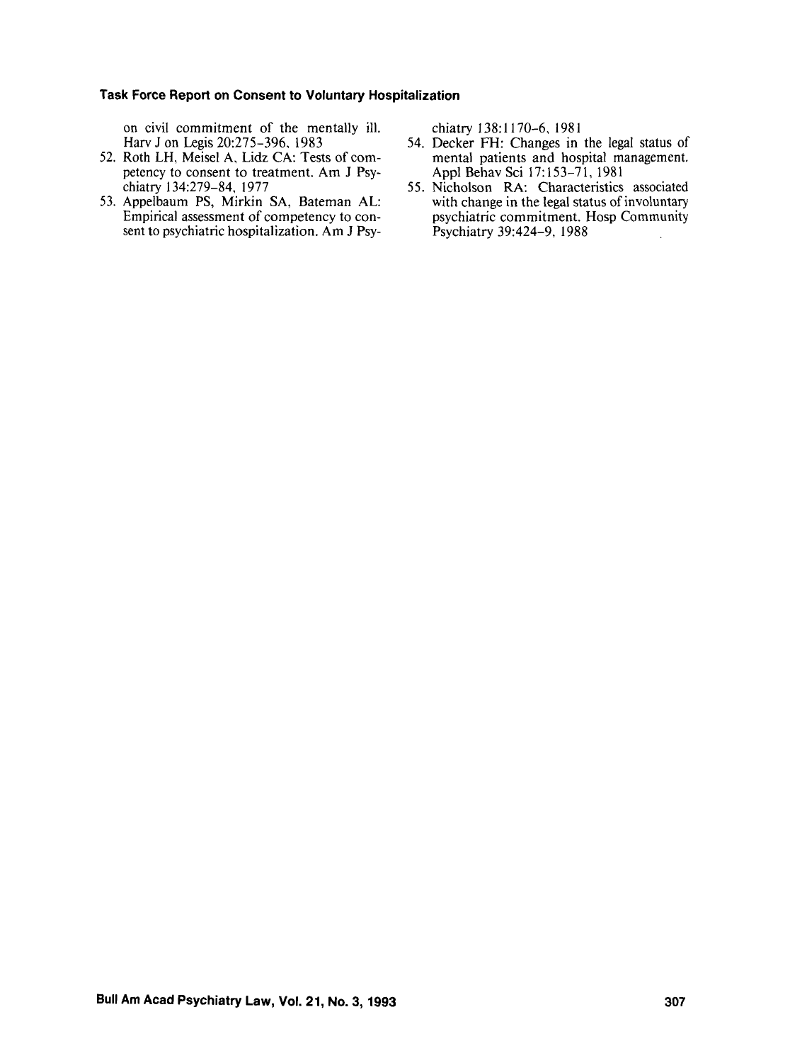on civil commitment of the mentally ill. Harv J on Legis 20:275–396, 1983

52. Roth LH, Meisel A, Lidz CA: Tests of competency to consent to treatment. Am J Psychiatry 134:279–84, 1977
53. Appelbaum PS, Mirkin SA, Bateman AL: Empirical assessment of competency to consent to psychiatric hospitalization. Am J Psychiatry 138:1170–6, 1981
54. Decker FH: Changes in the legal status of mental patients and hospital management. Appl Behav Sci 17:153–71, 1981
55. Nicholson RA: Characteristics associated with change in the legal status of involuntary psychiatric commitment. Hosp Community Psychiatry 39:424–9, 1988